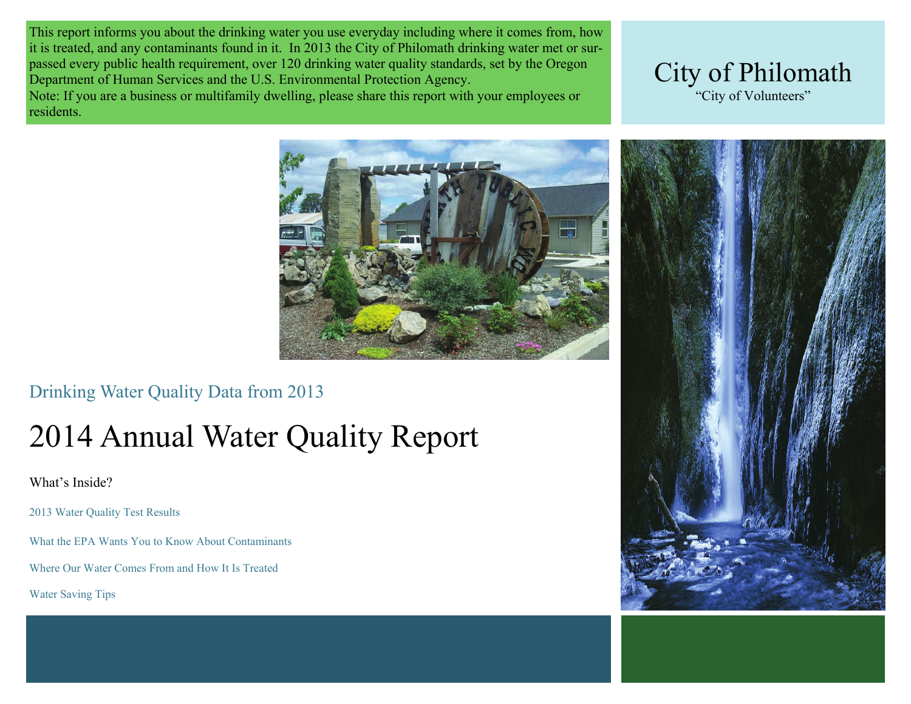# City of Philomath

"City of Volunteers"

This report informs you about the drinking water you use everyday including where it comes from, how it is treated, and any contaminants found in it. In 2013 the City of Philomath drinking water met or surpassed every public health requirement, over 120 drinking water quality standards, set by the Oregon Department of Human Services and the U.S. Environmental Protection Agency.

Note: If you are a business or multifamily dwelling, please share this report with your employees or residents.

Drinking Water Quality Data from 2013

## 2014 Annual Water Quality Report

What's Inside?

- 2013 Water Quality Test Results
- What the EPA Wants You to Know About Contaminants
- Where Our Water Comes From and How It Is Treated
- Water Saving Tips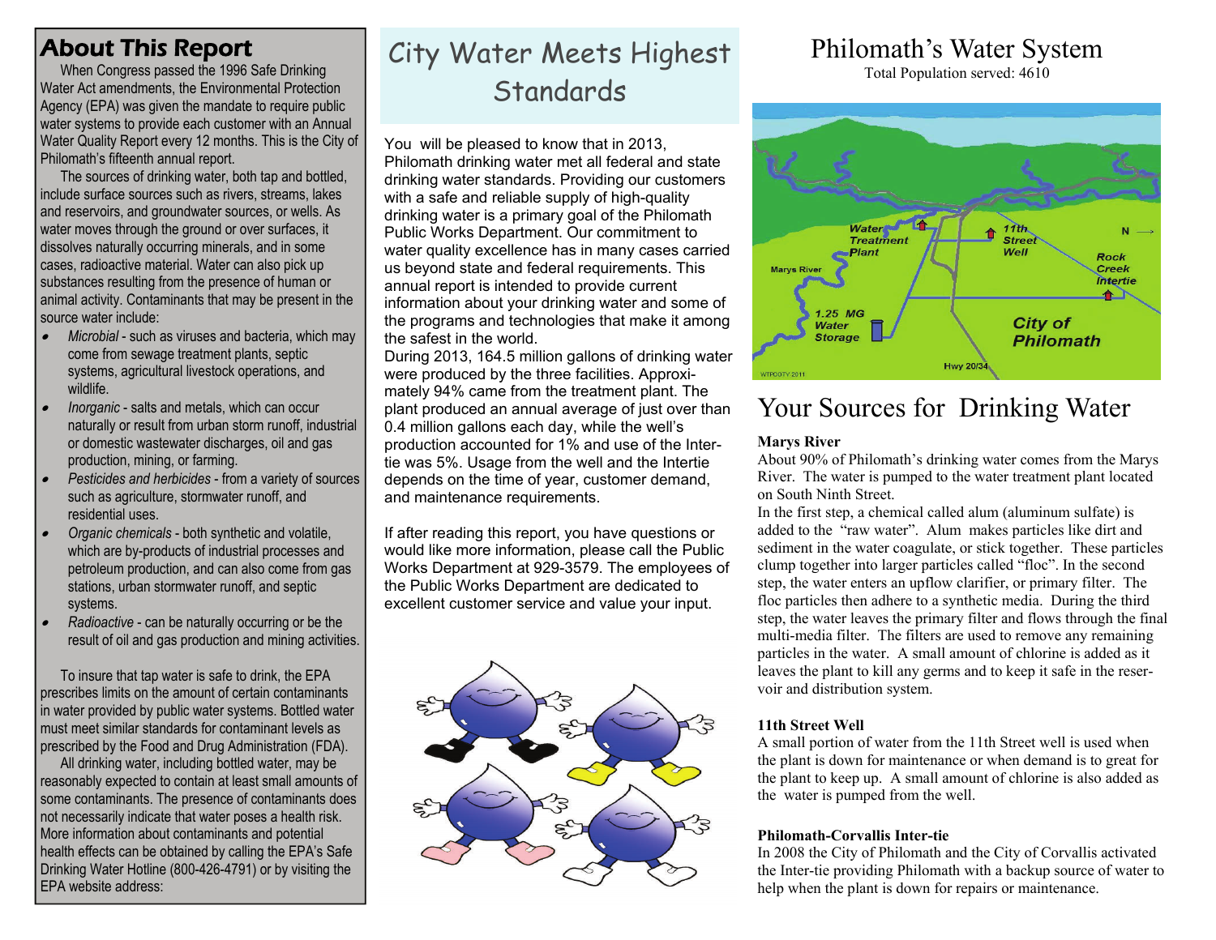## About This Report

When Congress passed the 1996 Safe Drinking Water Act amendments, the Environmental Protection Agency (EPA) was given the mandate to require public water systems to provide each customer with an Annual Water Quality Report every 12 months. This is the City of Philomath's fifteenth annual report.

The sources of drinking water, both tap and bottled, include surface sources such as rivers, streams, lakes and reservoirs, and groundwater sources, or wells. As water moves through the ground or over surfaces, it dissolves naturally occurring minerals, and in some cases, radioactive material. Water can also pick up substances resulting from the presence of human or animal activity. Contaminants that may be present in the source water include:

- *Microbial* - such as viruses and bacteria, which may come from sewage treatment plants, septic systems, agricultural livestock operations, and wildlife.
- *Inorganic* - salts and metals, which can occur naturally or result from urban storm runoff, industrial or domestic wastewater discharges, oil and gas production, mining, or farming.
- *Pesticides and herbicides* - from a variety of sources such as agriculture, stormwater runoff, and residential uses.
- *Organic chemicals* - both synthetic and volatile, which are by-products of industrial processes and petroleum production, and can also come from gas stations, urban stormwater runoff, and septic systems.
- *Radioactive* - can be naturally occurring or be the result of oil and gas production and mining activities.

To insure that tap water is safe to drink, the EPA prescribes limits on the amount of certain contaminants in water provided by public water systems. Bottled water must meet similar standards for contaminant levels as prescribed by the Food and Drug Administration (FDA).

All drinking water, including bottled water, may be reasonably expected to contain at least small amounts of some contaminants. The presence of contaminants does not necessarily indicate that water poses a health risk. More information about contaminants and potential health effects can be obtained by calling the EPA's Safe Drinking Water Hotline (800-426-4791) or by visiting the EPA website address:

## City Water Meets Highest Standards

You will be pleased to know that in 2013, Philomath drinking water met all federal and state drinking water standards. Providing our customers with a safe and reliable supply of high-quality drinking water is a primary goal of the Philomath Public Works Department. Our commitment to water quality excellence has in many cases carried us beyond state and federal requirements. This annual report is intended to provide current information about your drinking water and some of the programs and technologies that make it among the safest in the world.

During 2013, 164.5 million gallons of drinking water were produced by the three facilities. Approximately 94% came from the treatment plant. The plant produced an annual average of just over than 0.4 million gallons each day, while the well's production accounted for 1% and use of the Inter-tie was 5%. Usage from the well and the Intertie depends on the time of year, customer demand, and maintenance requirements.

If after reading this report, you have questions or would like more information, please call the Public Works Department at 929-3579. The employees of the Public Works Department are dedicated to excellent customer service and value your input.

## Philomath's Water System

Total Population served: 4610

Water Treatment Plant — 11th Street Well — Rock Creek Intertie — Marys River — 1.25 MG Water Storage — City of Philomath — Hwy 20/34 — N →

## Your Sources for Drinking Water

**Marys River**

About 90% of Philomath's drinking water comes from the Marys River. The water is pumped to the water treatment plant located on South Ninth Street.

In the first step, a chemical called alum (aluminum sulfate) is added to the "raw water". Alum makes particles like dirt and sediment in the water coagulate, or stick together. These particles clump together into larger particles called "floc". In the second step, the water enters an upflow clarifier, or primary filter. The floc particles then adhere to a synthetic media. During the third step, the water leaves the primary filter and flows through the final multi-media filter. The filters are used to remove any remaining particles in the water. A small amount of chlorine is added as it leaves the plant to kill any germs and to keep it safe in the reservoir and distribution system.

**11th Street Well**

A small portion of water from the 11th Street well is used when the plant is down for maintenance or when demand is to great for the plant to keep up. A small amount of chlorine is also added as the water is pumped from the well.

**Philomath-Corvallis Inter-tie**

In 2008 the City of Philomath and the City of Corvallis activated the Inter-tie providing Philomath with a backup source of water to help when the plant is down for repairs or maintenance.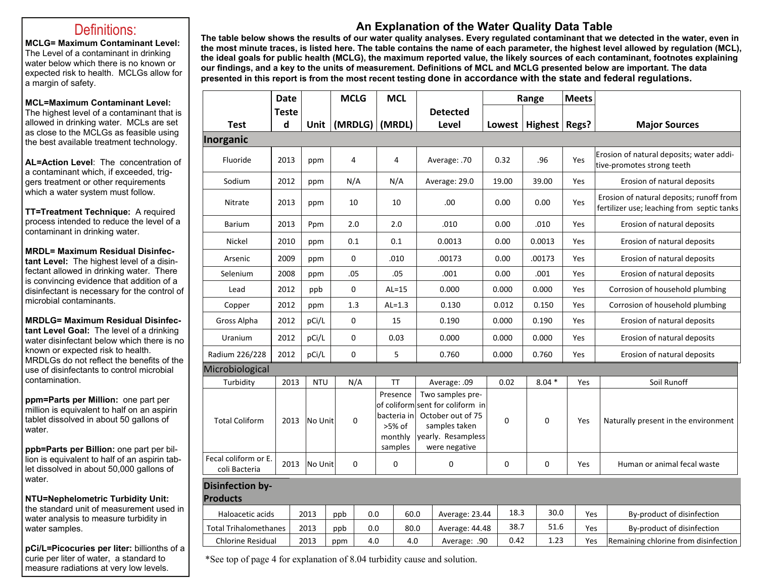## Definitions:

**MCLG= Maximum Contaminant Level:** The Level of a contaminant in drinking water below which there is no known or expected risk to health. MCLGs allow for a margin of safety.

**MCL=Maximum Contaminant Level:** The highest level of a contaminant that is allowed in drinking water. MCLs are set as close to the MCLGs as feasible using the best available treatment technology.

**AL=Action Level**: The concentration of a contaminant which, if exceeded, triggers treatment or other requirements which a water system must follow.

**TT=Treatment Technique:** A required process intended to reduce the level of a contaminant in drinking water.

**MRDL= Maximum Residual Disinfectant Level:** The highest level of a disinfectant allowed in drinking water. There is convincing evidence that addition of a disinfectant is necessary for the control of microbial contaminants.

**MRDLG= Maximum Residual Disinfectant Level Goal:** The level of a drinking water disinfectant below which there is no known or expected risk to health. MRDLGs do not reflect the benefits of the use of disinfectants to control microbial contamination.

**ppm=Parts per Million:** one part per million is equivalent to half on an aspirin tablet dissolved in about 50 gallons of water.

**ppb=Parts per Billion:** one part per billion is equivalent to half of an aspirin tablet dissolved in about 50,000 gallons of water.

**NTU=Nephelometric Turbidity Unit:** the standard unit of measurement used in water analysis to measure turbidity in water samples.

**pCi/L=Picocuries per liter:** billionths of a curie per liter of water, a standard to measure radiations at very low levels.

# An Explanation of the Water Quality Data Table

**The table below shows the results of our water quality analyses. Every regulated contaminant that we detected in the water, even in the most minute traces, is listed here. The table contains the name of each parameter, the highest level allowed by regulation (MCL), the ideal goals for public health (MCLG), the maximum reported value, the likely sources of each contaminant, footnotes explaining our findings, and a key to the units of measurement. Definitions of MCL and MCLG presented below are important. The data presented in this report is from the most recent testing done in accordance with the state and federal regulations.**

| Test | Date Tested | Unit | MCLG (MRDLG) | MCL (MRDL) | Detected Level | Range Lowest | Range Highest | Meets Regs? | Major Sources |
|---|---|---|---|---|---|---|---|---|---|
| **Inorganic** | | | | | | | | | |
| Fluoride | 2013 | ppm | 4 | 4 | Average: .70 | 0.32 | .96 | Yes | Erosion of natural deposits; water additive-promotes strong teeth |
| Sodium | 2012 | ppm | N/A | N/A | Average: 29.0 | 19.00 | 39.00 | Yes | Erosion of natural deposits |
| Nitrate | 2013 | ppm | 10 | 10 | .00 | 0.00 | 0.00 | Yes | Erosion of natural deposits; runoff from fertilizer use; leaching from septic tanks |
| Barium | 2013 | Ppm | 2.0 | 2.0 | .010 | 0.00 | .010 | Yes | Erosion of natural deposits |
| Nickel | 2010 | ppm | 0.1 | 0.1 | 0.0013 | 0.00 | 0.0013 | Yes | Erosion of natural deposits |
| Arsenic | 2009 | ppm | 0 | .010 | .00173 | 0.00 | .00173 | Yes | Erosion of natural deposits |
| Selenium | 2008 | ppm | .05 | .05 | .001 | 0.00 | .001 | Yes | Erosion of natural deposits |
| Lead | 2012 | ppb | 0 | AL=15 | 0.000 | 0.000 | 0.000 | Yes | Corrosion of household plumbing |
| Copper | 2012 | ppm | 1.3 | AL=1.3 | 0.130 | 0.012 | 0.150 | Yes | Corrosion of household plumbing |
| Gross Alpha | 2012 | pCi/L | 0 | 15 | 0.190 | 0.000 | 0.190 | Yes | Erosion of natural deposits |
| Uranium | 2012 | pCi/L | 0 | 0.03 | 0.000 | 0.000 | 0.000 | Yes | Erosion of natural deposits |
| Radium 226/228 | 2012 | pCi/L | 0 | 5 | 0.760 | 0.000 | 0.760 | Yes | Erosion of natural deposits |
| **Microbiological** | | | | | | | | | |
| Turbidity | 2013 | NTU | N/A | TT | Average: .09 | 0.02 | 8.04 * | Yes | Soil Runoff |
| Total Coliform | 2013 | No Unit | 0 | Presence of coliform bacteria in >5% of monthly samples | Two samples present for coliform in October out of 75 samples taken yearly. Resampless were negative | 0 | 0 | Yes | Naturally present in the environment |
| Fecal coliform or E. coli Bacteria | 2013 | No Unit | 0 | 0 | 0 | 0 | 0 | Yes | Human or animal fecal waste |
| **Disinfection by-Products** | | | | | | | | | |
| Haloacetic acids | 2013 | ppb | 0.0 | 60.0 | Average: 23.44 | 18.3 | 30.0 | Yes | By-product of disinfection |
| Total Trihalomethanes | 2013 | ppb | 0.0 | 80.0 | Average: 44.48 | 38.7 | 51.6 | Yes | By-product of disinfection |
| Chlorine Residual | 2013 | ppm | 4.0 | 4.0 | Average: .90 | 0.42 | 1.23 | Yes | Remaining chlorine from disinfection |

*See top of page 4 for explanation of 8.04 turbidity cause and solution.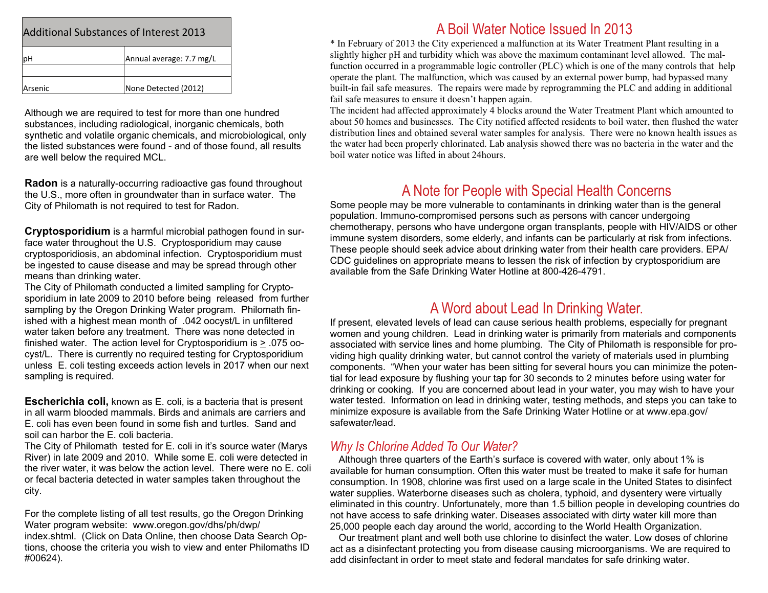| Additional Substances of Interest 2013 | |
|---|---|
| pH | Annual average: 7.7 mg/L |
| | |
| Arsenic | None Detected (2012) |

Although we are required to test for more than one hundred substances, including radiological, inorganic chemicals, both synthetic and volatile organic chemicals, and microbiological, only the listed substances were found - and of those found, all results are well below the required MCL.

**Radon** is a naturally-occurring radioactive gas found throughout the U.S., more often in groundwater than in surface water. The City of Philomath is not required to test for Radon.

**Cryptosporidium** is a harmful microbial pathogen found in surface water throughout the U.S. Cryptosporidium may cause cryptosporidiosis, an abdominal infection. Cryptosporidium must be ingested to cause disease and may be spread through other means than drinking water.
The City of Philomath conducted a limited sampling for Cryptosporidium in late 2009 to 2010 before being released from further sampling by the Oregon Drinking Water program. Philomath finished with a highest mean month of .042 oocyst/L in unfiltered water taken before any treatment. There was none detected in finished water. The action level for Cryptosporidium is ≥ .075 oocyst/L. There is currently no required testing for Cryptosporidium unless E. coli testing exceeds action levels in 2017 when our next sampling is required.

**Escherichia coli,** known as E. coli, is a bacteria that is present in all warm blooded mammals. Birds and animals are carriers and E. coli has even been found in some fish and turtles. Sand and soil can harbor the E. coli bacteria.
The City of Philomath tested for E. coli in it's source water (Marys River) in late 2009 and 2010. While some E. coli were detected in the river water, it was below the action level. There were no E. coli or fecal bacteria detected in water samples taken throughout the city.

For the complete listing of all test results, go the Oregon Drinking Water program website: www.oregon.gov/dhs/ph/dwp/index.shtml. (Click on Data Online, then choose Data Search Options, choose the criteria you wish to view and enter Philomaths ID #00624).

## A Boil Water Notice Issued In 2013

* In February of 2013 the City experienced a malfunction at its Water Treatment Plant resulting in a slightly higher pH and turbidity which was above the maximum contaminant level allowed. The malfunction occurred in a programmable logic controller (PLC) which is one of the many controls that help operate the plant. The malfunction, which was caused by an external power bump, had bypassed many built-in fail safe measures. The repairs were made by reprogramming the PLC and adding in additional fail safe measures to ensure it doesn't happen again.
The incident had affected approximately 4 blocks around the Water Treatment Plant which amounted to about 50 homes and businesses. The City notified affected residents to boil water, then flushed the water distribution lines and obtained several water samples for analysis. There were no known health issues as the water had been properly chlorinated. Lab analysis showed there was no bacteria in the water and the boil water notice was lifted in about 24hours.

## A Note for People with Special Health Concerns

Some people may be more vulnerable to contaminants in drinking water than is the general population. Immuno-compromised persons such as persons with cancer undergoing chemotherapy, persons who have undergone organ transplants, people with HIV/AIDS or other immune system disorders, some elderly, and infants can be particularly at risk from infections. These people should seek advice about drinking water from their health care providers. EPA/CDC guidelines on appropriate means to lessen the risk of infection by cryptosporidium are available from the Safe Drinking Water Hotline at 800-426-4791.

## A Word about Lead In Drinking Water.

If present, elevated levels of lead can cause serious health problems, especially for pregnant women and young children. Lead in drinking water is primarily from materials and components associated with service lines and home plumbing. The City of Philomath is responsible for providing high quality drinking water, but cannot control the variety of materials used in plumbing components. "When your water has been sitting for several hours you can minimize the potential for lead exposure by flushing your tap for 30 seconds to 2 minutes before using water for drinking or cooking. If you are concerned about lead in your water, you may wish to have your water tested. Information on lead in drinking water, testing methods, and steps you can take to minimize exposure is available from the Safe Drinking Water Hotline or at www.epa.gov/safewater/lead.

### *Why Is Chlorine Added To Our Water?*

Although three quarters of the Earth's surface is covered with water, only about 1% is available for human consumption. Often this water must be treated to make it safe for human consumption. In 1908, chlorine was first used on a large scale in the United States to disinfect water supplies. Waterborne diseases such as cholera, typhoid, and dysentery were virtually eliminated in this country. Unfortunately, more than 1.5 billion people in developing countries do not have access to safe drinking water. Diseases associated with dirty water kill more than 25,000 people each day around the world, according to the World Health Organization.

Our treatment plant and well both use chlorine to disinfect the water. Low doses of chlorine act as a disinfectant protecting you from disease causing microorganisms. We are required to add disinfectant in order to meet state and federal mandates for safe drinking water.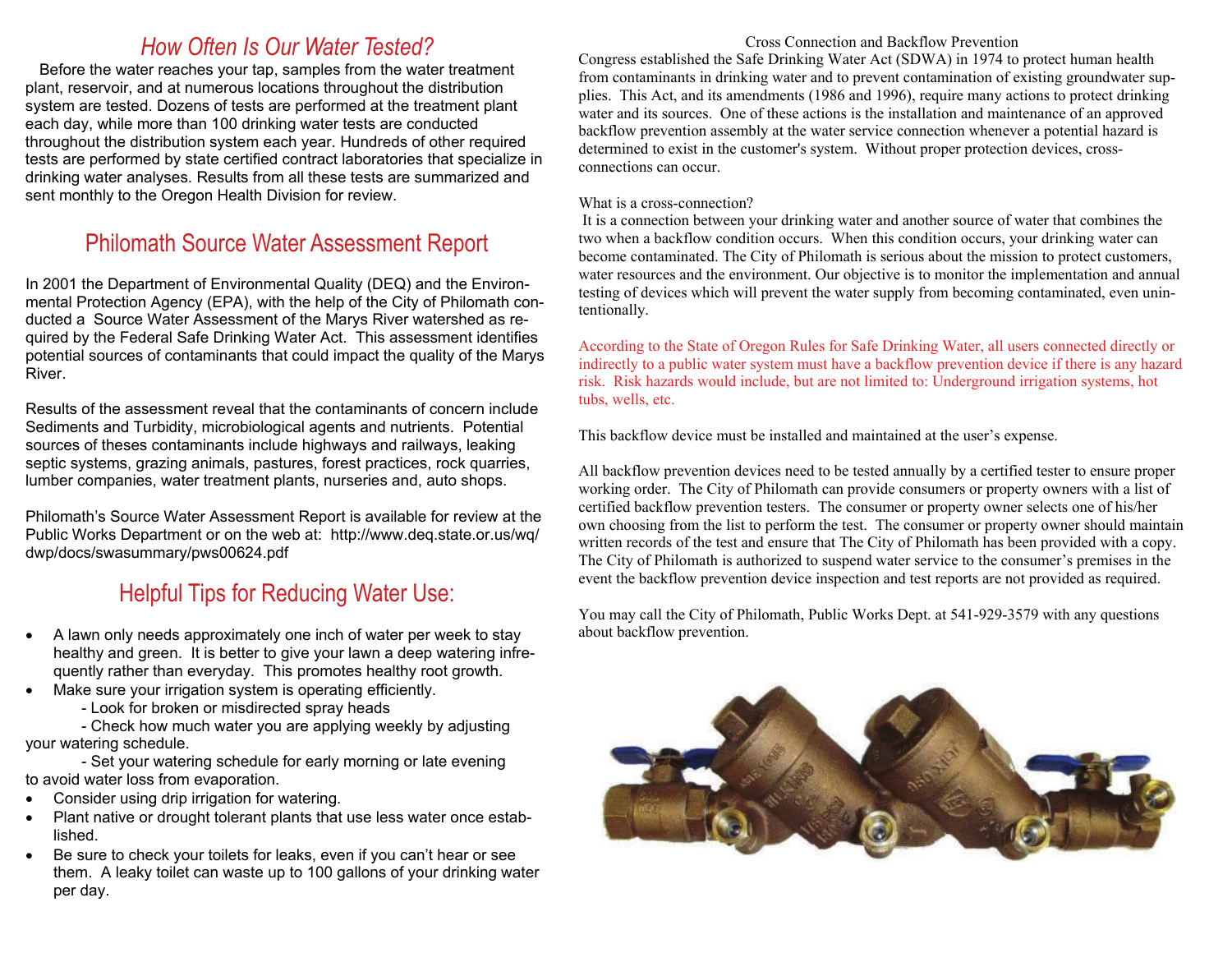## *How Often Is Our Water Tested?*

Before the water reaches your tap, samples from the water treatment plant, reservoir, and at numerous locations throughout the distribution system are tested. Dozens of tests are performed at the treatment plant each day, while more than 100 drinking water tests are conducted throughout the distribution system each year. Hundreds of other required tests are performed by state certified contract laboratories that specialize in drinking water analyses. Results from all these tests are summarized and sent monthly to the Oregon Health Division for review.

## Philomath Source Water Assessment Report

In 2001 the Department of Environmental Quality (DEQ) and the Environmental Protection Agency (EPA), with the help of the City of Philomath conducted a Source Water Assessment of the Marys River watershed as required by the Federal Safe Drinking Water Act. This assessment identifies potential sources of contaminants that could impact the quality of the Marys River.

Results of the assessment reveal that the contaminants of concern include Sediments and Turbidity, microbiological agents and nutrients. Potential sources of theses contaminants include highways and railways, leaking septic systems, grazing animals, pastures, forest practices, rock quarries, lumber companies, water treatment plants, nurseries and, auto shops.

Philomath's Source Water Assessment Report is available for review at the Public Works Department or on the web at: http://www.deq.state.or.us/wq/dwp/docs/swasummary/pws00624.pdf

## Helpful Tips for Reducing Water Use:

- A lawn only needs approximately one inch of water per week to stay healthy and green. It is better to give your lawn a deep watering infrequently rather than everyday. This promotes healthy root growth.
- Make sure your irrigation system is operating efficiently.
  - Look for broken or misdirected spray heads
  - Check how much water you are applying weekly by adjusting your watering schedule.
  - Set your watering schedule for early morning or late evening to avoid water loss from evaporation.
- Consider using drip irrigation for watering.
- Plant native or drought tolerant plants that use less water once established.
- Be sure to check your toilets for leaks, even if you can't hear or see them. A leaky toilet can waste up to 100 gallons of your drinking water per day.

## Cross Connection and Backflow Prevention

Congress established the Safe Drinking Water Act (SDWA) in 1974 to protect human health from contaminants in drinking water and to prevent contamination of existing groundwater supplies. This Act, and its amendments (1986 and 1996), require many actions to protect drinking water and its sources. One of these actions is the installation and maintenance of an approved backflow prevention assembly at the water service connection whenever a potential hazard is determined to exist in the customer's system. Without proper protection devices, cross-connections can occur.

What is a cross-connection?

It is a connection between your drinking water and another source of water that combines the two when a backflow condition occurs. When this condition occurs, your drinking water can become contaminated. The City of Philomath is serious about the mission to protect customers, water resources and the environment. Our objective is to monitor the implementation and annual testing of devices which will prevent the water supply from becoming contaminated, even unintentionally.

According to the State of Oregon Rules for Safe Drinking Water, all users connected directly or indirectly to a public water system must have a backflow prevention device if there is any hazard risk. Risk hazards would include, but are not limited to: Underground irrigation systems, hot tubs, wells, etc.

This backflow device must be installed and maintained at the user's expense.

All backflow prevention devices need to be tested annually by a certified tester to ensure proper working order. The City of Philomath can provide consumers or property owners with a list of certified backflow prevention testers. The consumer or property owner selects one of his/her own choosing from the list to perform the test. The consumer or property owner should maintain written records of the test and ensure that The City of Philomath has been provided with a copy. The City of Philomath is authorized to suspend water service to the consumer's premises in the event the backflow prevention device inspection and test reports are not provided as required.

You may call the City of Philomath, Public Works Dept. at 541-929-3579 with any questions about backflow prevention.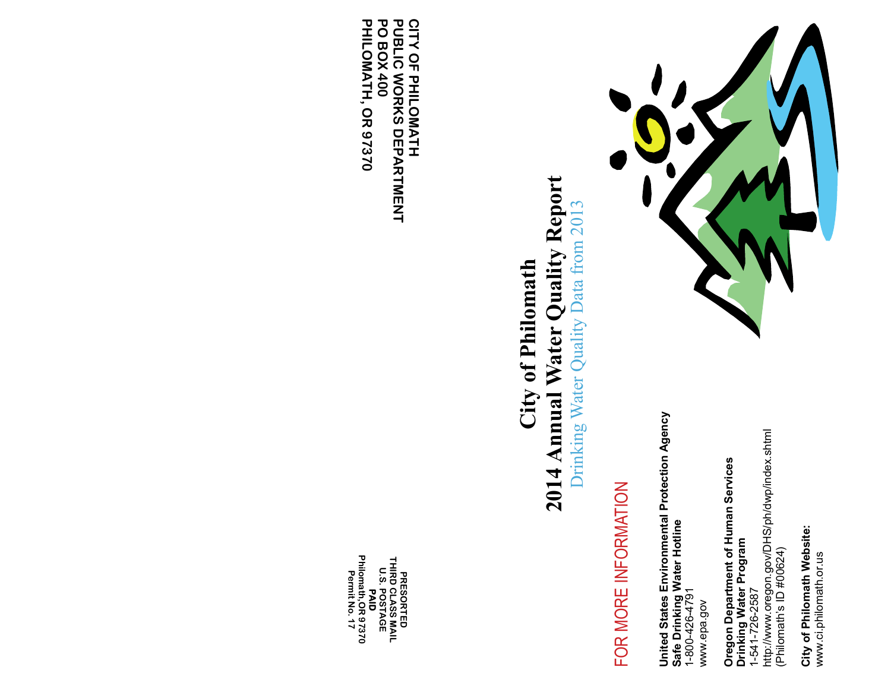CITY OF PHILOMATH
PUBLIC WORKS DEPARTMENT
PO BOX 400
PHILOMATH, OR 97370

PRESORTED
THIRD CLASS MAIL
U.S. POSTAGE
**PAID**
Philomath, OR 97370
Permit No. 17

# City of Philomath
# 2014 Annual Water Quality Report

Drinking Water Quality Data from 2013

## FOR MORE INFORMATION

**United States Environmental Protection Agency**
**Safe Drinking Water Hotline**
1-800-426-4791
www.epa.gov

**Oregon Department of Human Services**
**Drinking Water Program**
1-541-726-2587
http://www.oregon.gov/DHS/ph/dwp/index.shtml
(Philomath's ID #00624)

**City of Philomath Website:**
www.ci.philomath.or.us